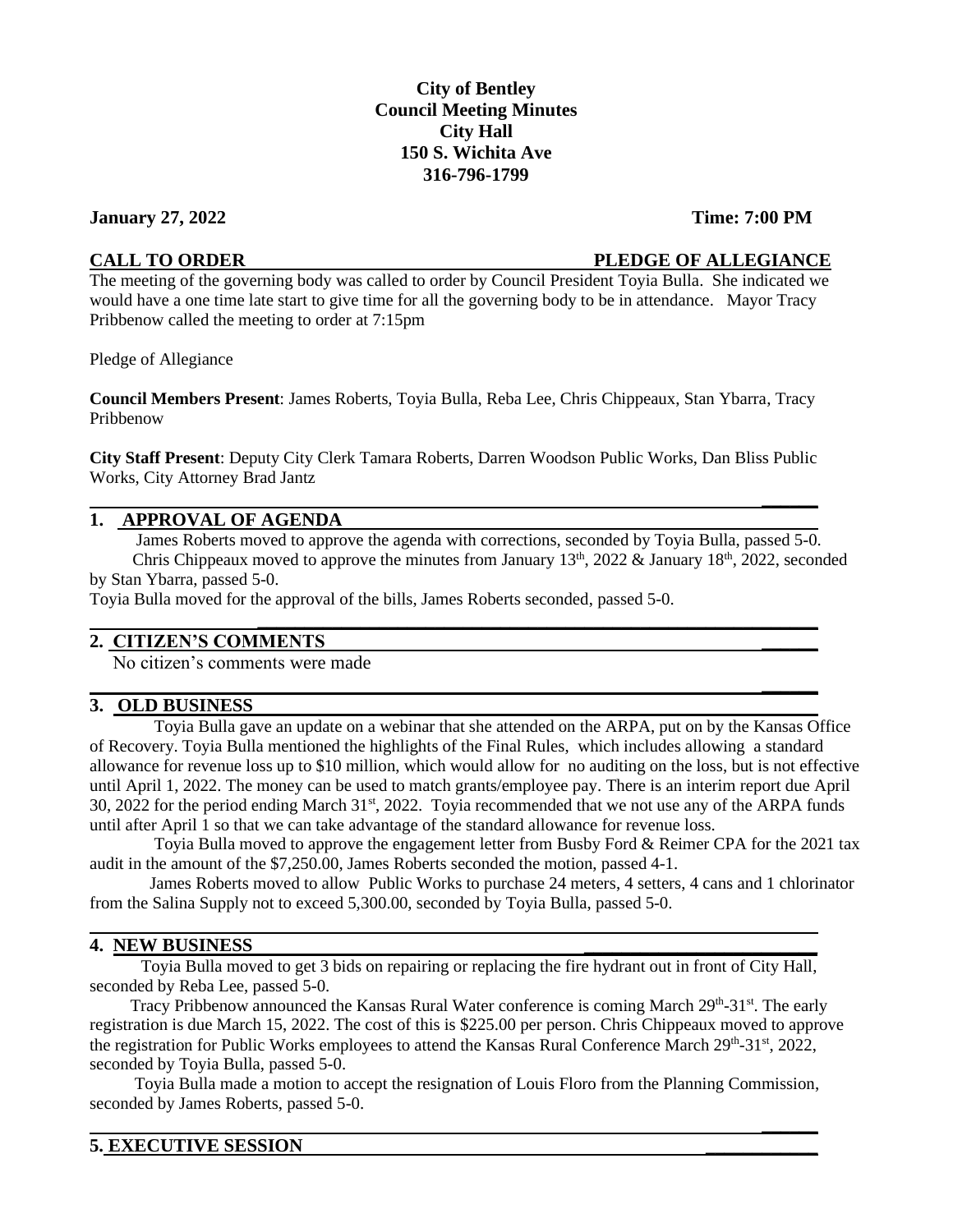**City of Bentley**
**Council Meeting Minutes**
**City Hall**
**150 S. Wichita Ave**
**316-796-1799**

**January 27, 2022** **Time: 7:00 PM**

**CALL TO ORDER** **PLEDGE OF ALLEGIANCE**

The meeting of the governing body was called to order by Council President Toyia Bulla. She indicated we would have a one time late start to give time for all the governing body to be in attendance. Mayor Tracy Pribbenow called the meeting to order at 7:15pm

Pledge of Allegiance

**Council Members Present**: James Roberts, Toyia Bulla, Reba Lee, Chris Chippeaux, Stan Ybarra, Tracy Pribbenow

**City Staff Present**: Deputy City Clerk Tamara Roberts, Darren Woodson Public Works, Dan Bliss Public Works, City Attorney Brad Jantz

## 1. APPROVAL OF AGENDA

James Roberts moved to approve the agenda with corrections, seconded by Toyia Bulla, passed 5-0.

Chris Chippeaux moved to approve the minutes from January 13th, 2022 & January 18th, 2022, seconded by Stan Ybarra, passed 5-0.

Toyia Bulla moved for the approval of the bills, James Roberts seconded, passed 5-0.

## 2. CITIZEN'S COMMENTS

No citizen's comments were made

## 3. OLD BUSINESS

Toyia Bulla gave an update on a webinar that she attended on the ARPA, put on by the Kansas Office of Recovery. Toyia Bulla mentioned the highlights of the Final Rules, which includes allowing a standard allowance for revenue loss up to $10 million, which would allow for no auditing on the loss, but is not effective until April 1, 2022. The money can be used to match grants/employee pay. There is an interim report due April 30, 2022 for the period ending March 31st, 2022. Toyia recommended that we not use any of the ARPA funds until after April 1 so that we can take advantage of the standard allowance for revenue loss.

Toyia Bulla moved to approve the engagement letter from Busby Ford & Reimer CPA for the 2021 tax audit in the amount of the $7,250.00, James Roberts seconded the motion, passed 4-1.

James Roberts moved to allow Public Works to purchase 24 meters, 4 setters, 4 cans and 1 chlorinator from the Salina Supply not to exceed 5,300.00, seconded by Toyia Bulla, passed 5-0.

## 4. NEW BUSINESS

Toyia Bulla moved to get 3 bids on repairing or replacing the fire hydrant out in front of City Hall, seconded by Reba Lee, passed 5-0.

Tracy Pribbenow announced the Kansas Rural Water conference is coming March 29th-31st. The early registration is due March 15, 2022. The cost of this is $225.00 per person. Chris Chippeaux moved to approve the registration for Public Works employees to attend the Kansas Rural Conference March 29th-31st, 2022, seconded by Toyia Bulla, passed 5-0.

Toyia Bulla made a motion to accept the resignation of Louis Floro from the Planning Commission, seconded by James Roberts, passed 5-0.

## 5. EXECUTIVE SESSION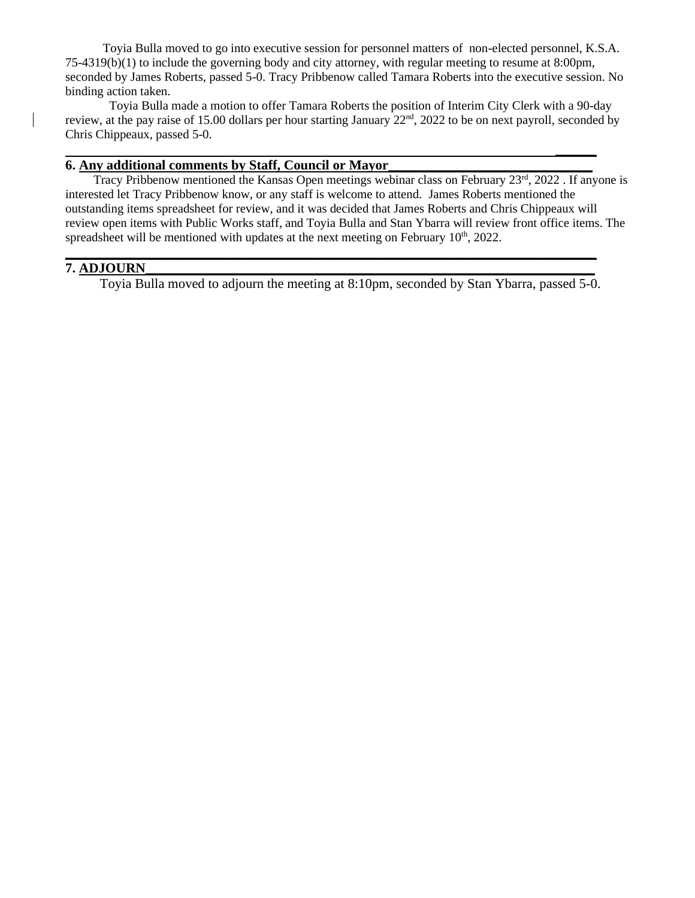Toyia Bulla moved to go into executive session for personnel matters of non-elected personnel, K.S.A. 75-4319(b)(1) to include the governing body and city attorney, with regular meeting to resume at 8:00pm, seconded by James Roberts, passed 5-0. Tracy Pribbenow called Tamara Roberts into the executive session. No binding action taken.

Toyia Bulla made a motion to offer Tamara Roberts the position of Interim City Clerk with a 90-day review, at the pay raise of 15.00 dollars per hour starting January 22nd, 2022 to be on next payroll, seconded by Chris Chippeaux, passed 5-0.

## 6. Any additional comments by Staff, Council or Mayor

Tracy Pribbenow mentioned the Kansas Open meetings webinar class on February 23rd, 2022 . If anyone is interested let Tracy Pribbenow know, or any staff is welcome to attend. James Roberts mentioned the outstanding items spreadsheet for review, and it was decided that James Roberts and Chris Chippeaux will review open items with Public Works staff, and Toyia Bulla and Stan Ybarra will review front office items. The spreadsheet will be mentioned with updates at the next meeting on February 10th, 2022.

## 7. ADJOURN

Toyia Bulla moved to adjourn the meeting at 8:10pm, seconded by Stan Ybarra, passed 5-0.